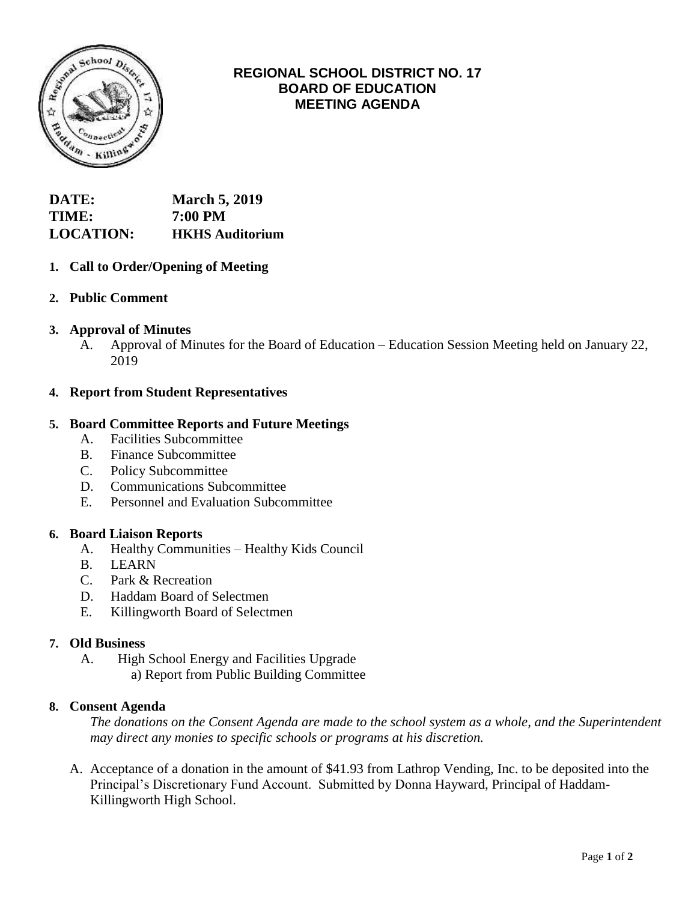# REGIONAL SCHOOL DISTRICT NO. 17
## BOARD OF EDUCATION
## MEETING AGENDA

**DATE:** **March 5, 2019**
**TIME:** **7:00 PM**
**LOCATION:** **HKHS Auditorium**

1. **Call to Order/Opening of Meeting**

2. **Public Comment**

3. **Approval of Minutes**
   A. Approval of Minutes for the Board of Education – Education Session Meeting held on January 22, 2019

4. **Report from Student Representatives**

5. **Board Committee Reports and Future Meetings**
   A. Facilities Subcommittee
   B. Finance Subcommittee
   C. Policy Subcommittee
   D. Communications Subcommittee
   E. Personnel and Evaluation Subcommittee

6. **Board Liaison Reports**
   A. Healthy Communities – Healthy Kids Council
   B. LEARN
   C. Park & Recreation
   D. Haddam Board of Selectmen
   E. Killingworth Board of Selectmen

7. **Old Business**
   A. High School Energy and Facilities Upgrade
      a) Report from Public Building Committee

8. **Consent Agenda**

   *The donations on the Consent Agenda are made to the school system as a whole, and the Superintendent may direct any monies to specific schools or programs at his discretion.*

   A. Acceptance of a donation in the amount of $41.93 from Lathrop Vending, Inc. to be deposited into the Principal's Discretionary Fund Account. Submitted by Donna Hayward, Principal of Haddam-Killingworth High School.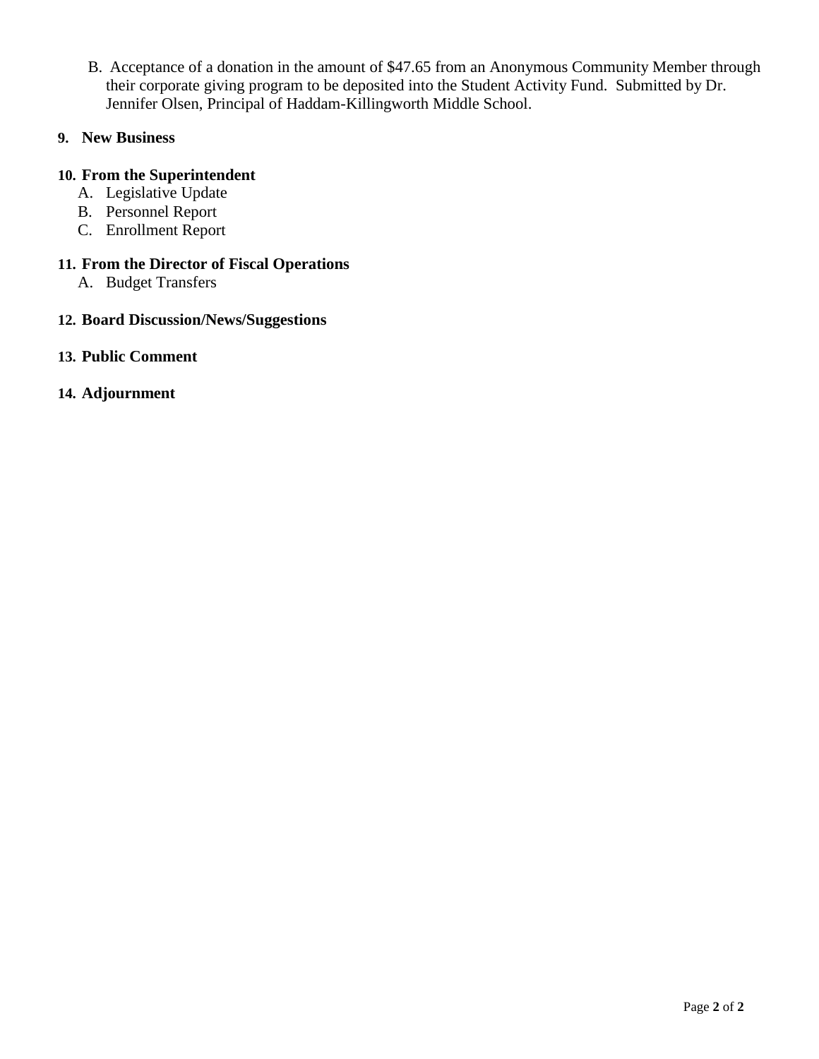B. Acceptance of a donation in the amount of $47.65 from an Anonymous Community Member through their corporate giving program to be deposited into the Student Activity Fund. Submitted by Dr. Jennifer Olsen, Principal of Haddam-Killingworth Middle School.

**9. New Business**

**10. From the Superintendent**

A. Legislative Update
B. Personnel Report
C. Enrollment Report

**11. From the Director of Fiscal Operations**

A. Budget Transfers

**12. Board Discussion/News/Suggestions**

**13. Public Comment**

**14. Adjournment**